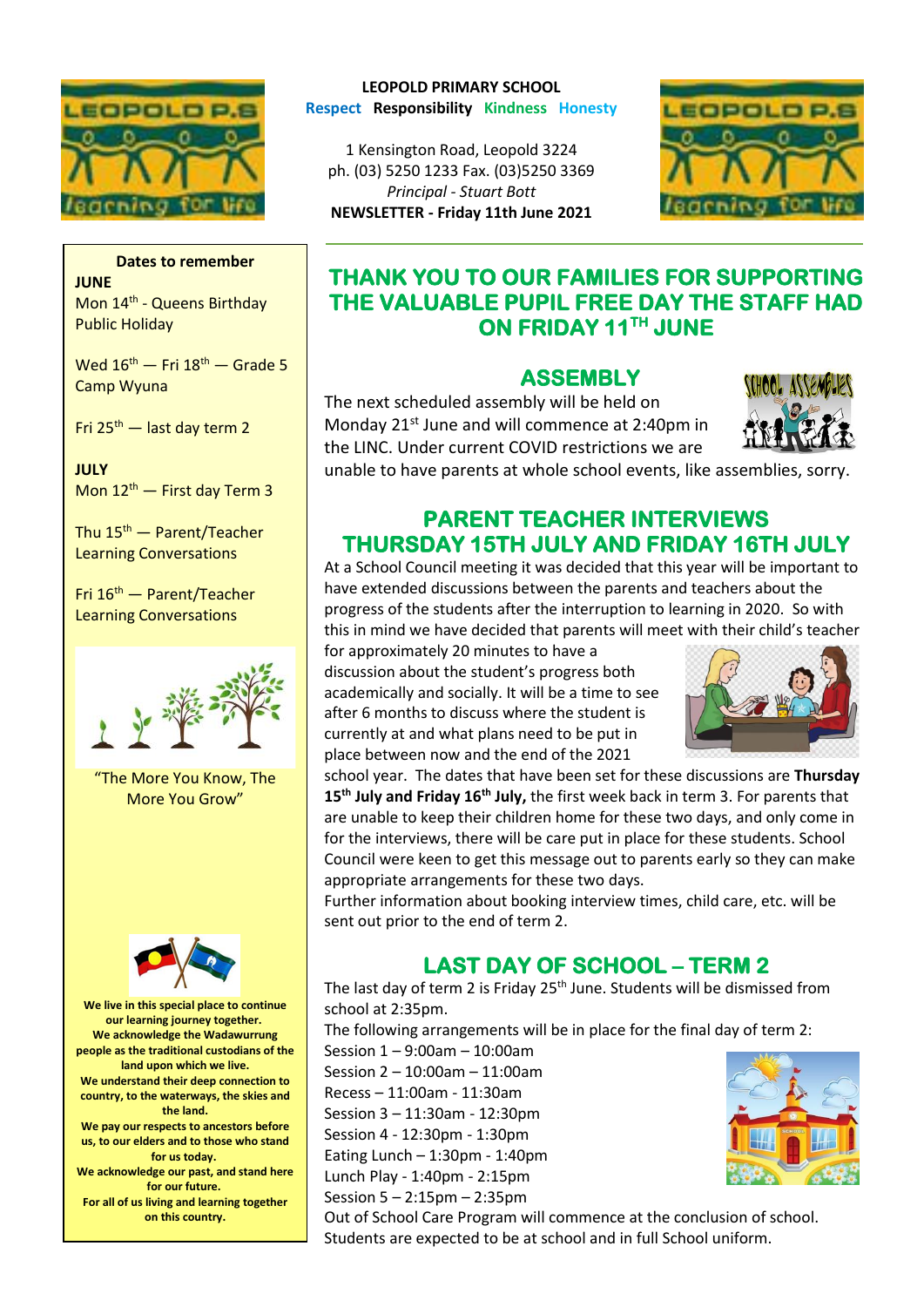**LEOPOLD PRIMARY SCHOOL**
**Respect Responsibility Kindness Honesty**

1 Kensington Road, Leopold 3224
ph. (03) 5250 1233 Fax. (03)5250 3369
*Principal - Stuart Bott*
**NEWSLETTER - Friday 11th June 2021**

**Dates to remember**

**JUNE**
Mon 14th - Queens Birthday Public Holiday

Wed 16th — Fri 18th — Grade 5 Camp Wyuna

Fri 25th — last day term 2

**JULY**
Mon 12th — First day Term 3

Thu 15th — Parent/Teacher Learning Conversations

Fri 16th — Parent/Teacher Learning Conversations

"The More You Know, The More You Grow"

**We live in this special place to continue our learning journey together.
We acknowledge the Wadawurrung people as the traditional custodians of the land upon which we live.
We understand their deep connection to country, to the waterways, the skies and the land.
We pay our respects to ancestors before us, to our elders and to those who stand for us today.
We acknowledge our past, and stand here for our future.
For all of us living and learning together on this country.**

# THANK YOU TO OUR FAMILIES FOR SUPPORTING THE VALUABLE PUPIL FREE DAY THE STAFF HAD ON FRIDAY 11TH JUNE

## ASSEMBLY

The next scheduled assembly will be held on Monday 21st June and will commence at 2:40pm in the LINC. Under current COVID restrictions we are unable to have parents at whole school events, like assemblies, sorry.

## PARENT TEACHER INTERVIEWS THURSDAY 15TH JULY AND FRIDAY 16TH JULY

At a School Council meeting it was decided that this year will be important to have extended discussions between the parents and teachers about the progress of the students after the interruption to learning in 2020. So with this in mind we have decided that parents will meet with their child's teacher for approximately 20 minutes to have a discussion about the student's progress both academically and socially. It will be a time to see after 6 months to discuss where the student is currently at and what plans need to be put in place between now and the end of the 2021 school year. The dates that have been set for these discussions are **Thursday 15th July and Friday 16th July,** the first week back in term 3. For parents that are unable to keep their children home for these two days, and only come in for the interviews, there will be care put in place for these students. School Council were keen to get this message out to parents early so they can make appropriate arrangements for these two days.
Further information about booking interview times, child care, etc. will be sent out prior to the end of term 2.

## LAST DAY OF SCHOOL – TERM 2

The last day of term 2 is Friday 25th June. Students will be dismissed from school at 2:35pm.
The following arrangements will be in place for the final day of term 2:

Session 1 – 9:00am – 10:00am
Session 2 – 10:00am – 11:00am
Recess – 11:00am - 11:30am
Session 3 – 11:30am - 12:30pm
Session 4 - 12:30pm - 1:30pm
Eating Lunch – 1:30pm - 1:40pm
Lunch Play - 1:40pm - 2:15pm
Session 5 – 2:15pm – 2:35pm

Out of School Care Program will commence at the conclusion of school.
Students are expected to be at school and in full School uniform.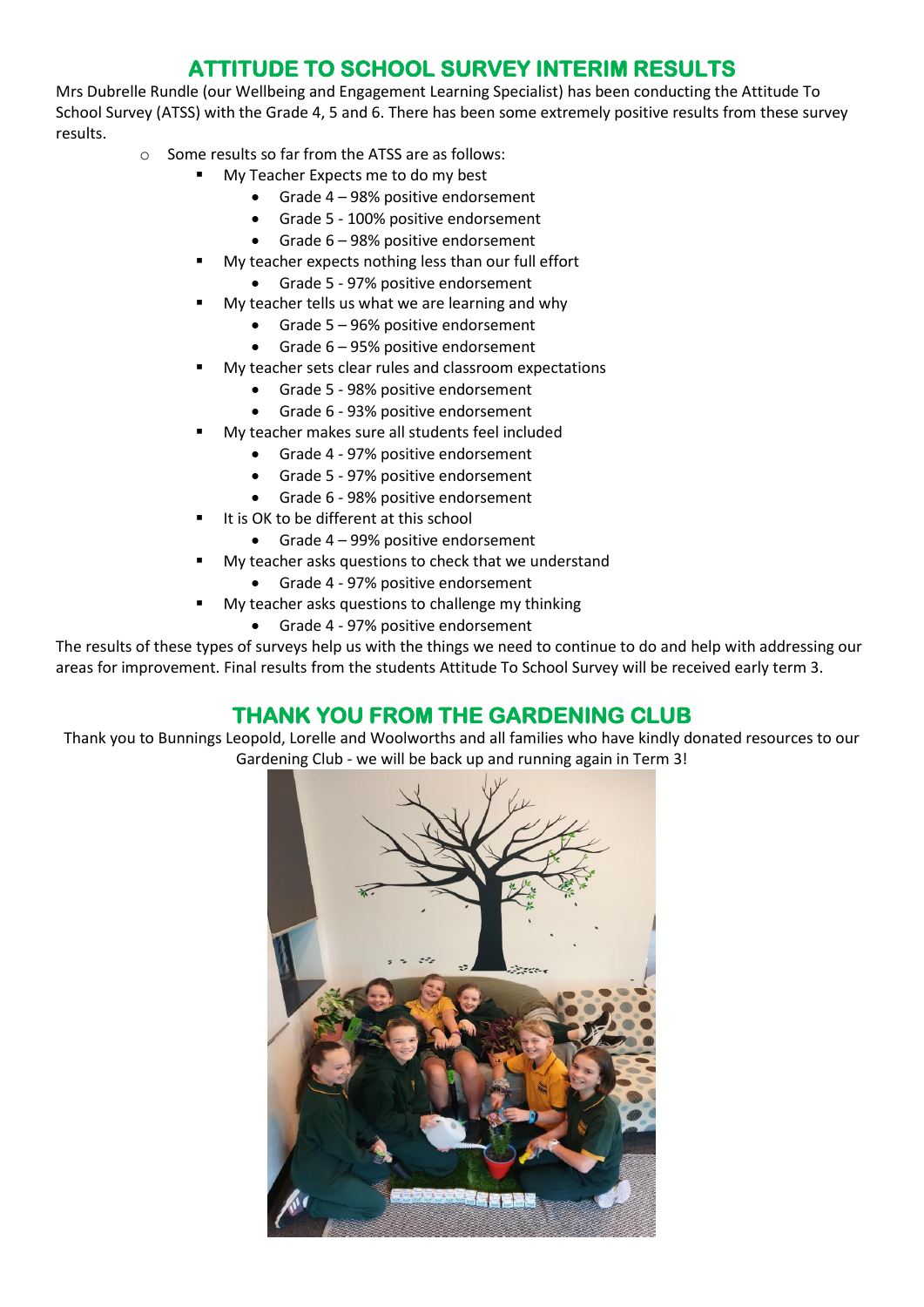## ATTITUDE TO SCHOOL SURVEY INTERIM RESULTS

Mrs Dubrelle Rundle (our Wellbeing and Engagement Learning Specialist) has been conducting the Attitude To School Survey (ATSS) with the Grade 4, 5 and 6. There has been some extremely positive results from these survey results.

- Some results so far from the ATSS are as follows:
  - My Teacher Expects me to do my best
    - Grade 4 – 98% positive endorsement
    - Grade 5 - 100% positive endorsement
    - Grade 6 – 98% positive endorsement
  - My teacher expects nothing less than our full effort
    - Grade 5 - 97% positive endorsement
  - My teacher tells us what we are learning and why
    - Grade 5 – 96% positive endorsement
    - Grade 6 – 95% positive endorsement
  - My teacher sets clear rules and classroom expectations
    - Grade 5 - 98% positive endorsement
    - Grade 6 - 93% positive endorsement
  - My teacher makes sure all students feel included
    - Grade 4 - 97% positive endorsement
    - Grade 5 - 97% positive endorsement
    - Grade 6 - 98% positive endorsement
  - It is OK to be different at this school
    - Grade 4 – 99% positive endorsement
  - My teacher asks questions to check that we understand
    - Grade 4 - 97% positive endorsement
  - My teacher asks questions to challenge my thinking
    - Grade 4 - 97% positive endorsement

The results of these types of surveys help us with the things we need to continue to do and help with addressing our areas for improvement. Final results from the students Attitude To School Survey will be received early term 3.

## THANK YOU FROM THE GARDENING CLUB

Thank you to Bunnings Leopold, Lorelle and Woolworths and all families who have kindly donated resources to our Gardening Club - we will be back up and running again in Term 3!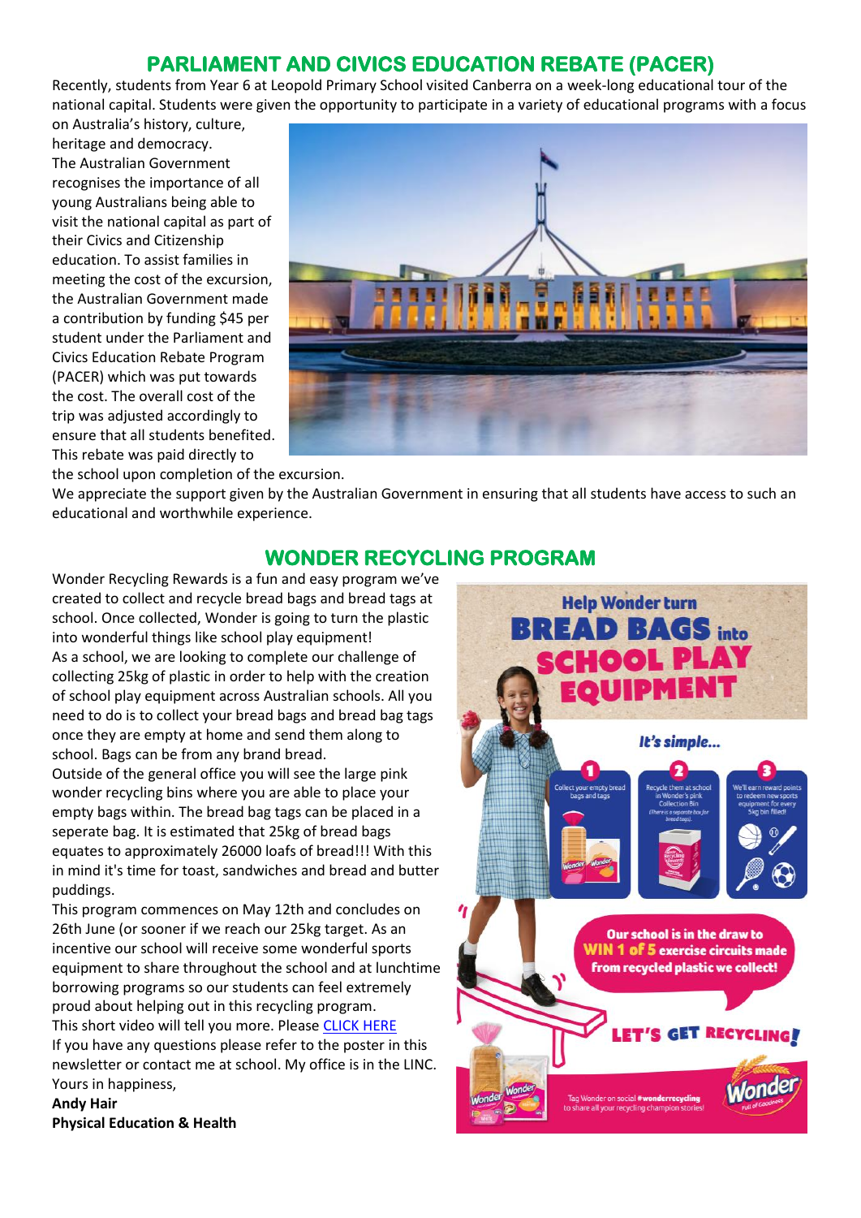## PARLIAMENT AND CIVICS EDUCATION REBATE (PACER)

Recently, students from Year 6 at Leopold Primary School visited Canberra on a week-long educational tour of the national capital. Students were given the opportunity to participate in a variety of educational programs with a focus on Australia's history, culture, heritage and democracy.

The Australian Government recognises the importance of all young Australians being able to visit the national capital as part of their Civics and Citizenship education. To assist families in meeting the cost of the excursion, the Australian Government made a contribution by funding $45 per student under the Parliament and Civics Education Rebate Program (PACER) which was put towards the cost. The overall cost of the trip was adjusted accordingly to ensure that all students benefited. This rebate was paid directly to the school upon completion of the excursion.

We appreciate the support given by the Australian Government in ensuring that all students have access to such an educational and worthwhile experience.

## WONDER RECYCLING PROGRAM

Wonder Recycling Rewards is a fun and easy program we've created to collect and recycle bread bags and bread tags at school. Once collected, Wonder is going to turn the plastic into wonderful things like school play equipment!

As a school, we are looking to complete our challenge of collecting 25kg of plastic in order to help with the creation of school play equipment across Australian schools. All you need to do is to collect your bread bags and bread bag tags once they are empty at home and send them along to school. Bags can be from any brand bread.

Outside of the general office you will see the large pink wonder recycling bins where you are able to place your empty bags within. The bread bag tags can be placed in a seperate bag. It is estimated that 25kg of bread bags equates to approximately 26000 loafs of bread!!! With this in mind it's time for toast, sandwiches and bread and butter puddings.

This program commences on May 12th and concludes on 26th June (or sooner if we reach our 25kg target. As an incentive our school will receive some wonderful sports equipment to share throughout the school and at lunchtime borrowing programs so our students can feel extremely proud about helping out in this recycling program.

This short video will tell you more. Please CLICK HERE

If you have any questions please refer to the poster in this newsletter or contact me at school. My office is in the LINC.

Yours in happiness,

**Andy Hair**
**Physical Education & Health**

Help Wonder turn BREAD BAGS into SCHOOL PLAY EQUIPMENT

It's simple...

1. Collect your empty bread bags and tags
2. Recycle them at school in Wonder's pink Collection Bin (There is a separate box for bread tags).
3. We'll earn reward points to redeem new sports equipment for every 5kg bin filled!

Our school is in the draw to WIN 1 of 5 exercise circuits made from recycled plastic we collect!

LET'S GET RECYCLING!

Tag Wonder on social #wonderrecycling to share all your recycling champion stories!

Wonder Full of Goodness